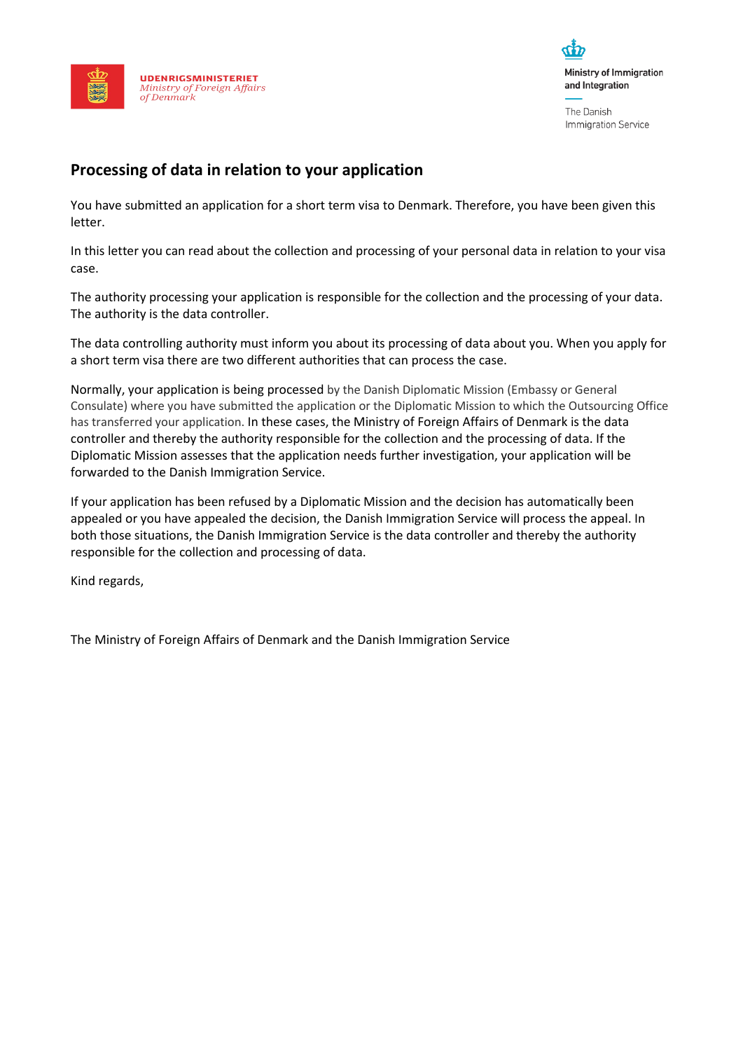UDENRIGSMINISTERIET
*Ministry of Foreign Affairs of Denmark*

Ministry of Immigration and Integration

The Danish Immigration Service

## Processing of data in relation to your application

You have submitted an application for a short term visa to Denmark. Therefore, you have been given this letter.

In this letter you can read about the collection and processing of your personal data in relation to your visa case.

The authority processing your application is responsible for the collection and the processing of your data. The authority is the data controller.

The data controlling authority must inform you about its processing of data about you. When you apply for a short term visa there are two different authorities that can process the case.

Normally, your application is being processed by the Danish Diplomatic Mission (Embassy or General Consulate) where you have submitted the application or the Diplomatic Mission to which the Outsourcing Office has transferred your application. In these cases, the Ministry of Foreign Affairs of Denmark is the data controller and thereby the authority responsible for the collection and the processing of data. If the Diplomatic Mission assesses that the application needs further investigation, your application will be forwarded to the Danish Immigration Service.

If your application has been refused by a Diplomatic Mission and the decision has automatically been appealed or you have appealed the decision, the Danish Immigration Service will process the appeal. In both those situations, the Danish Immigration Service is the data controller and thereby the authority responsible for the collection and processing of data.

Kind regards,

The Ministry of Foreign Affairs of Denmark and the Danish Immigration Service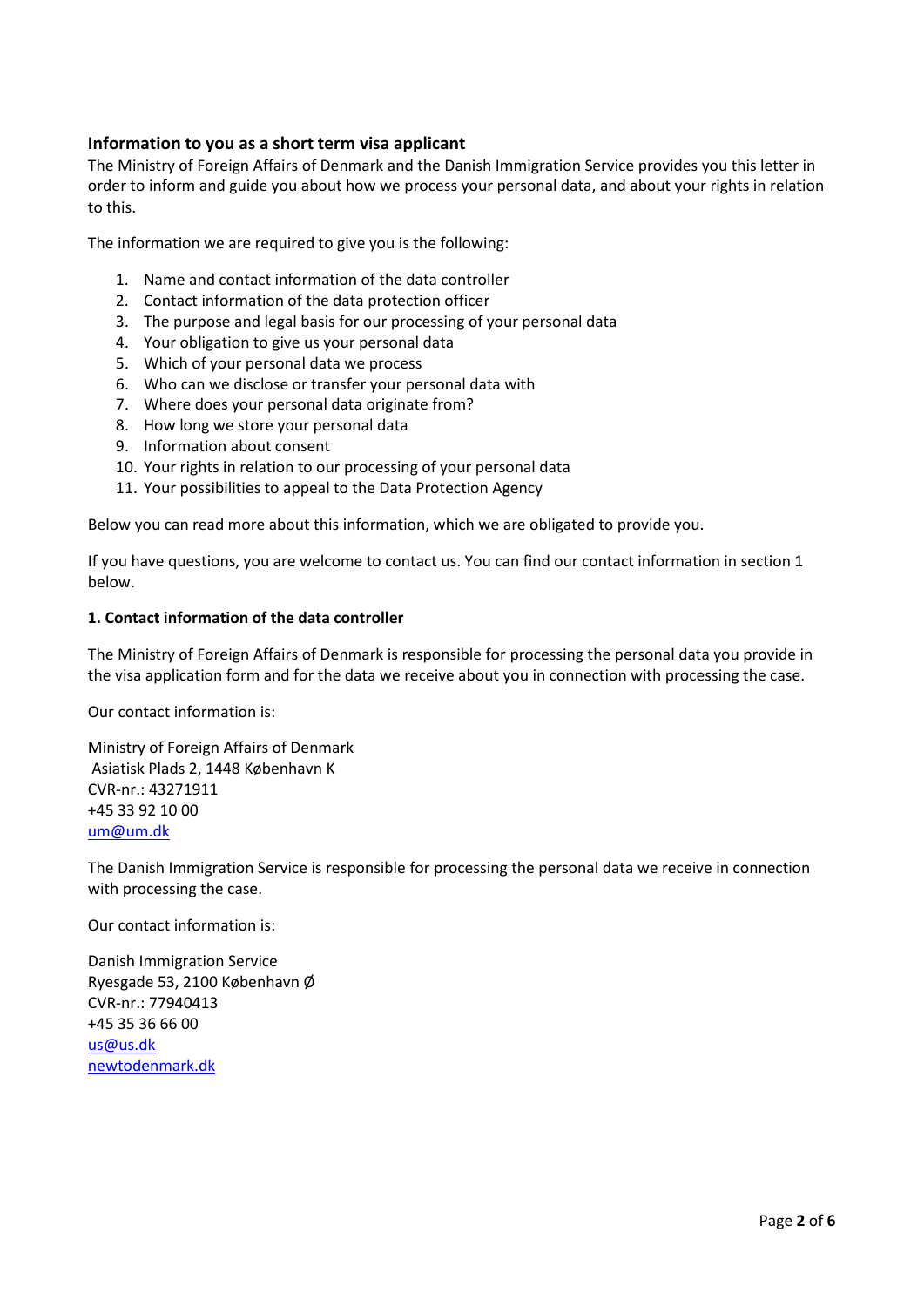## Information to you as a short term visa applicant

The Ministry of Foreign Affairs of Denmark and the Danish Immigration Service provides you this letter in order to inform and guide you about how we process your personal data, and about your rights in relation to this.

The information we are required to give you is the following:

1. Name and contact information of the data controller
2. Contact information of the data protection officer
3. The purpose and legal basis for our processing of your personal data
4. Your obligation to give us your personal data
5. Which of your personal data we process
6. Who can we disclose or transfer your personal data with
7. Where does your personal data originate from?
8. How long we store your personal data
9. Information about consent
10. Your rights in relation to our processing of your personal data
11. Your possibilities to appeal to the Data Protection Agency

Below you can read more about this information, which we are obligated to provide you.

If you have questions, you are welcome to contact us. You can find our contact information in section 1 below.

### 1. Contact information of the data controller

The Ministry of Foreign Affairs of Denmark is responsible for processing the personal data you provide in the visa application form and for the data we receive about you in connection with processing the case.

Our contact information is:

Ministry of Foreign Affairs of Denmark
Asiatisk Plads 2, 1448 København K
CVR-nr.: 43271911
+45 33 92 10 00
um@um.dk

The Danish Immigration Service is responsible for processing the personal data we receive in connection with processing the case.

Our contact information is:

Danish Immigration Service
Ryesgade 53, 2100 København Ø
CVR-nr.: 77940413
+45 35 36 66 00
us@us.dk
newtodenmark.dk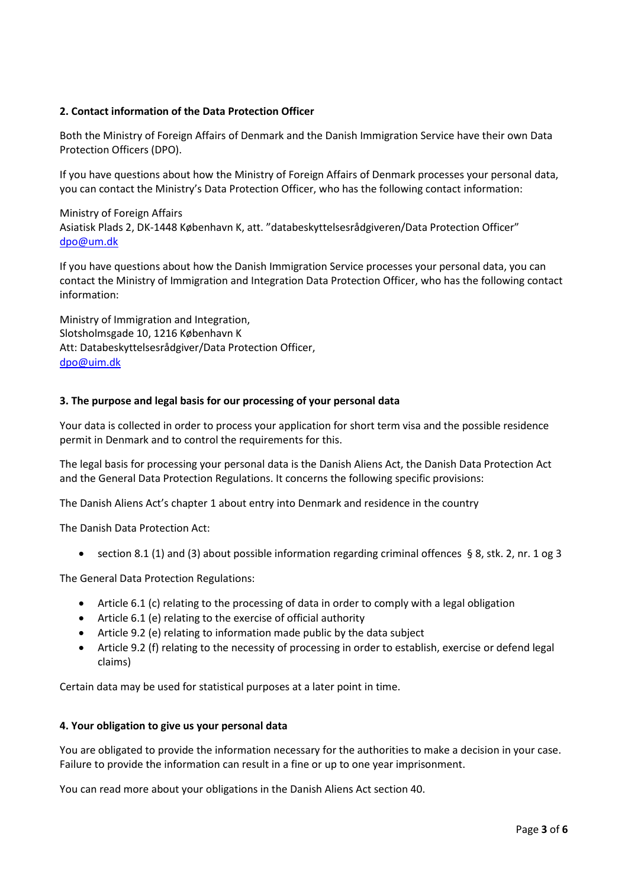### 2. Contact information of the Data Protection Officer

Both the Ministry of Foreign Affairs of Denmark and the Danish Immigration Service have their own Data Protection Officers (DPO).

If you have questions about how the Ministry of Foreign Affairs of Denmark processes your personal data, you can contact the Ministry's Data Protection Officer, who has the following contact information:

Ministry of Foreign Affairs
Asiatisk Plads 2, DK-1448 København K, att. "databeskyttelsesrådgiveren/Data Protection Officer"
dpo@um.dk

If you have questions about how the Danish Immigration Service processes your personal data, you can contact the Ministry of Immigration and Integration Data Protection Officer, who has the following contact information:

Ministry of Immigration and Integration,
Slotsholmsgade 10, 1216 København K
Att: Databeskyttelsesrådgiver/Data Protection Officer,
dpo@uim.dk

### 3. The purpose and legal basis for our processing of your personal data

Your data is collected in order to process your application for short term visa and the possible residence permit in Denmark and to control the requirements for this.

The legal basis for processing your personal data is the Danish Aliens Act, the Danish Data Protection Act and the General Data Protection Regulations. It concerns the following specific provisions:

The Danish Aliens Act's chapter 1 about entry into Denmark and residence in the country

The Danish Data Protection Act:

- section 8.1 (1) and (3) about possible information regarding criminal offences § 8, stk. 2, nr. 1 og 3

The General Data Protection Regulations:

- Article 6.1 (c) relating to the processing of data in order to comply with a legal obligation
- Article 6.1 (e) relating to the exercise of official authority
- Article 9.2 (e) relating to information made public by the data subject
- Article 9.2 (f) relating to the necessity of processing in order to establish, exercise or defend legal claims)

Certain data may be used for statistical purposes at a later point in time.

### 4. Your obligation to give us your personal data

You are obligated to provide the information necessary for the authorities to make a decision in your case. Failure to provide the information can result in a fine or up to one year imprisonment.

You can read more about your obligations in the Danish Aliens Act section 40.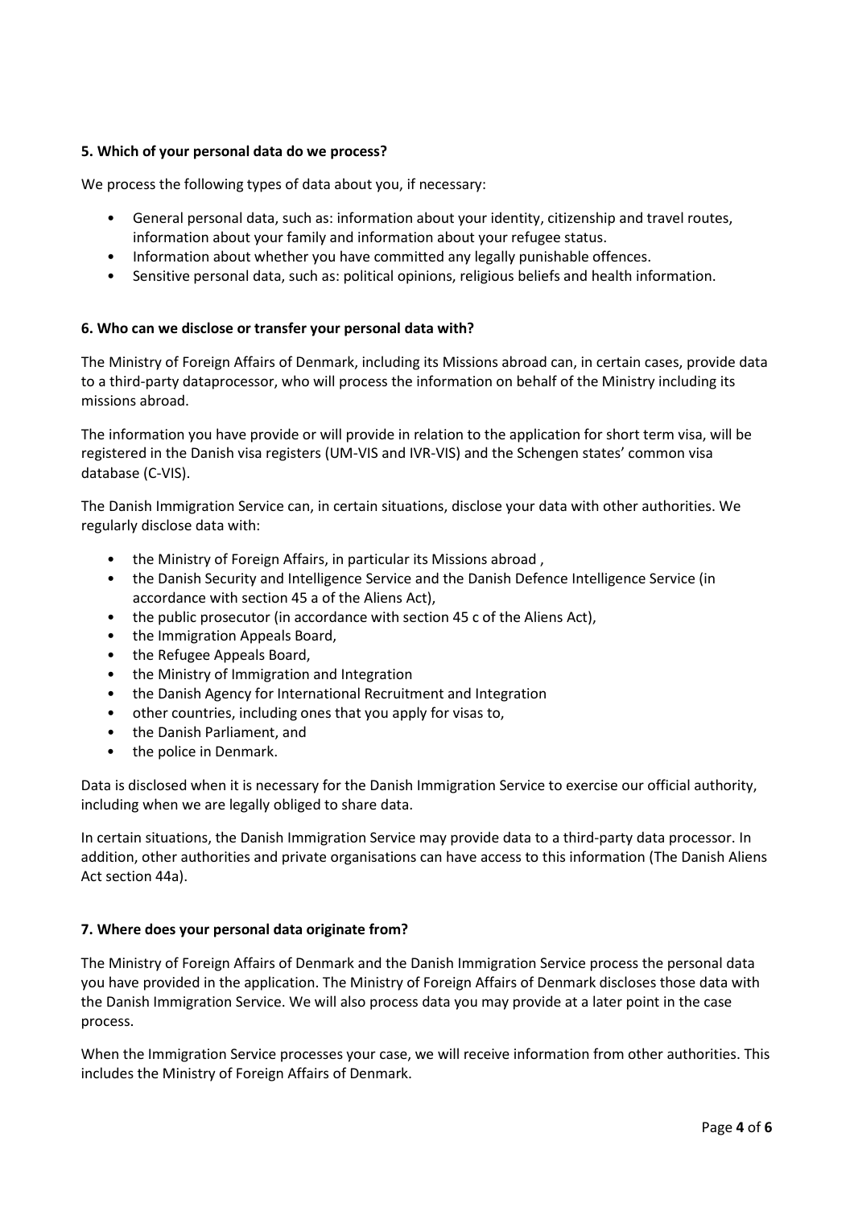**5. Which of your personal data do we process?**

We process the following types of data about you, if necessary:

- General personal data, such as: information about your identity, citizenship and travel routes, information about your family and information about your refugee status.
- Information about whether you have committed any legally punishable offences.
- Sensitive personal data, such as: political opinions, religious beliefs and health information.

**6. Who can we disclose or transfer your personal data with?**

The Ministry of Foreign Affairs of Denmark, including its Missions abroad can, in certain cases, provide data to a third-party dataprocessor, who will process the information on behalf of the Ministry including its missions abroad.

The information you have provide or will provide in relation to the application for short term visa, will be registered in the Danish visa registers (UM-VIS and IVR-VIS) and the Schengen states' common visa database (C-VIS).

The Danish Immigration Service can, in certain situations, disclose your data with other authorities. We regularly disclose data with:

- the Ministry of Foreign Affairs, in particular its Missions abroad ,
- the Danish Security and Intelligence Service and the Danish Defence Intelligence Service (in accordance with section 45 a of the Aliens Act),
- the public prosecutor (in accordance with section 45 c of the Aliens Act),
- the Immigration Appeals Board,
- the Refugee Appeals Board,
- the Ministry of Immigration and Integration
- the Danish Agency for International Recruitment and Integration
- other countries, including ones that you apply for visas to,
- the Danish Parliament, and
- the police in Denmark.

Data is disclosed when it is necessary for the Danish Immigration Service to exercise our official authority, including when we are legally obliged to share data.

In certain situations, the Danish Immigration Service may provide data to a third-party data processor. In addition, other authorities and private organisations can have access to this information (The Danish Aliens Act section 44a).

**7. Where does your personal data originate from?**

The Ministry of Foreign Affairs of Denmark and the Danish Immigration Service process the personal data you have provided in the application. The Ministry of Foreign Affairs of Denmark discloses those data with the Danish Immigration Service. We will also process data you may provide at a later point in the case process.

When the Immigration Service processes your case, we will receive information from other authorities. This includes the Ministry of Foreign Affairs of Denmark.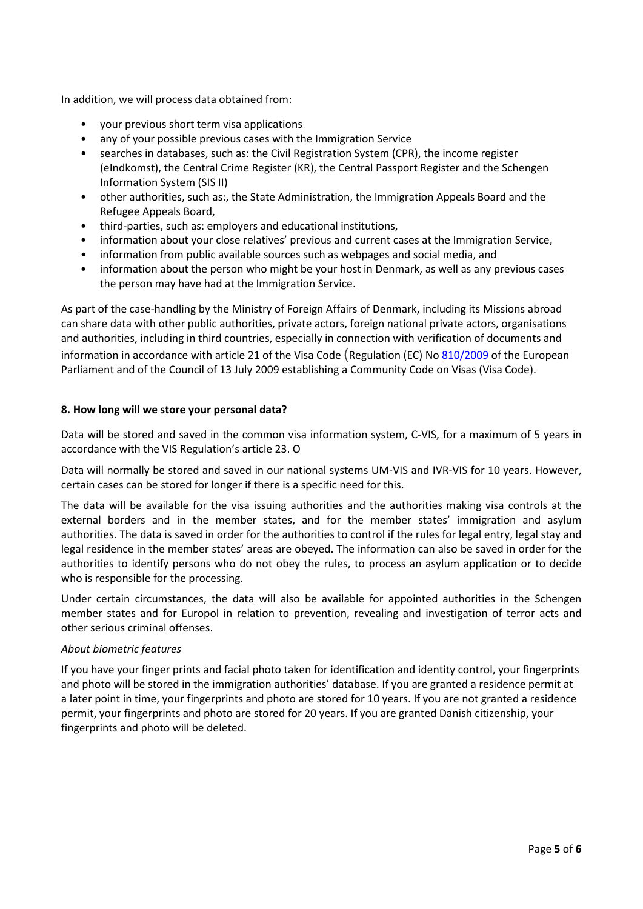In addition, we will process data obtained from:

- your previous short term visa applications
- any of your possible previous cases with the Immigration Service
- searches in databases, such as: the Civil Registration System (CPR), the income register (eIndkomst), the Central Crime Register (KR), the Central Passport Register and the Schengen Information System (SIS II)
- other authorities, such as:, the State Administration, the Immigration Appeals Board and the Refugee Appeals Board,
- third-parties, such as: employers and educational institutions,
- information about your close relatives' previous and current cases at the Immigration Service,
- information from public available sources such as webpages and social media, and
- information about the person who might be your host in Denmark, as well as any previous cases the person may have had at the Immigration Service.

As part of the case-handling by the Ministry of Foreign Affairs of Denmark, including its Missions abroad can share data with other public authorities, private actors, foreign national private actors, organisations and authorities, including in third countries, especially in connection with verification of documents and information in accordance with article 21 of the Visa Code (Regulation (EC) No 810/2009 of the European Parliament and of the Council of 13 July 2009 establishing a Community Code on Visas (Visa Code).

**8. How long will we store your personal data?**

Data will be stored and saved in the common visa information system, C-VIS, for a maximum of 5 years in accordance with the VIS Regulation's article 23. O

Data will normally be stored and saved in our national systems UM-VIS and IVR-VIS for 10 years. However, certain cases can be stored for longer if there is a specific need for this.

The data will be available for the visa issuing authorities and the authorities making visa controls at the external borders and in the member states, and for the member states' immigration and asylum authorities. The data is saved in order for the authorities to control if the rules for legal entry, legal stay and legal residence in the member states' areas are obeyed. The information can also be saved in order for the authorities to identify persons who do not obey the rules, to process an asylum application or to decide who is responsible for the processing.

Under certain circumstances, the data will also be available for appointed authorities in the Schengen member states and for Europol in relation to prevention, revealing and investigation of terror acts and other serious criminal offenses.

*About biometric features*

If you have your finger prints and facial photo taken for identification and identity control, your fingerprints and photo will be stored in the immigration authorities' database. If you are granted a residence permit at a later point in time, your fingerprints and photo are stored for 10 years. If you are not granted a residence permit, your fingerprints and photo are stored for 20 years. If you are granted Danish citizenship, your fingerprints and photo will be deleted.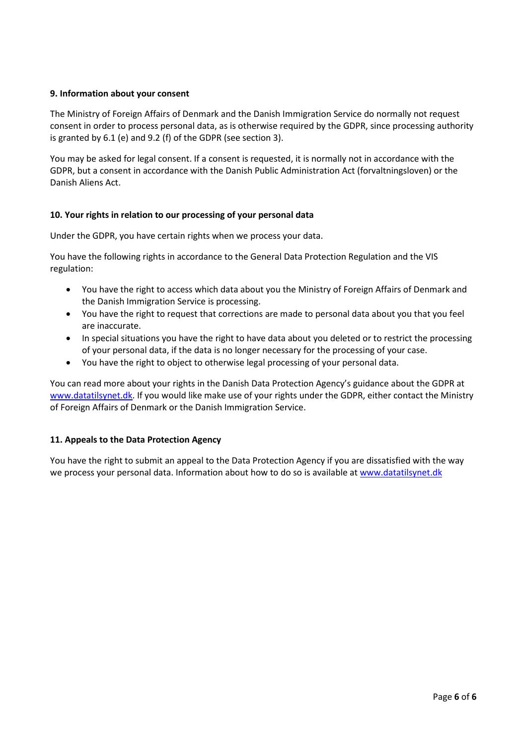**9. Information about your consent**

The Ministry of Foreign Affairs of Denmark and the Danish Immigration Service do normally not request consent in order to process personal data, as is otherwise required by the GDPR, since processing authority is granted by 6.1 (e) and 9.2 (f) of the GDPR (see section 3).

You may be asked for legal consent. If a consent is requested, it is normally not in accordance with the GDPR, but a consent in accordance with the Danish Public Administration Act (forvaltningsloven) or the Danish Aliens Act.

**10. Your rights in relation to our processing of your personal data**

Under the GDPR, you have certain rights when we process your data.

You have the following rights in accordance to the General Data Protection Regulation and the VIS regulation:

- You have the right to access which data about you the Ministry of Foreign Affairs of Denmark and the Danish Immigration Service is processing.
- You have the right to request that corrections are made to personal data about you that you feel are inaccurate.
- In special situations you have the right to have data about you deleted or to restrict the processing of your personal data, if the data is no longer necessary for the processing of your case.
- You have the right to object to otherwise legal processing of your personal data.

You can read more about your rights in the Danish Data Protection Agency's guidance about the GDPR at [www.datatilsynet.dk](http://www.datatilsynet.dk). If you would like make use of your rights under the GDPR, either contact the Ministry of Foreign Affairs of Denmark or the Danish Immigration Service.

**11. Appeals to the Data Protection Agency**

You have the right to submit an appeal to the Data Protection Agency if you are dissatisfied with the way we process your personal data. Information about how to do so is available at [www.datatilsynet.dk](http://www.datatilsynet.dk)